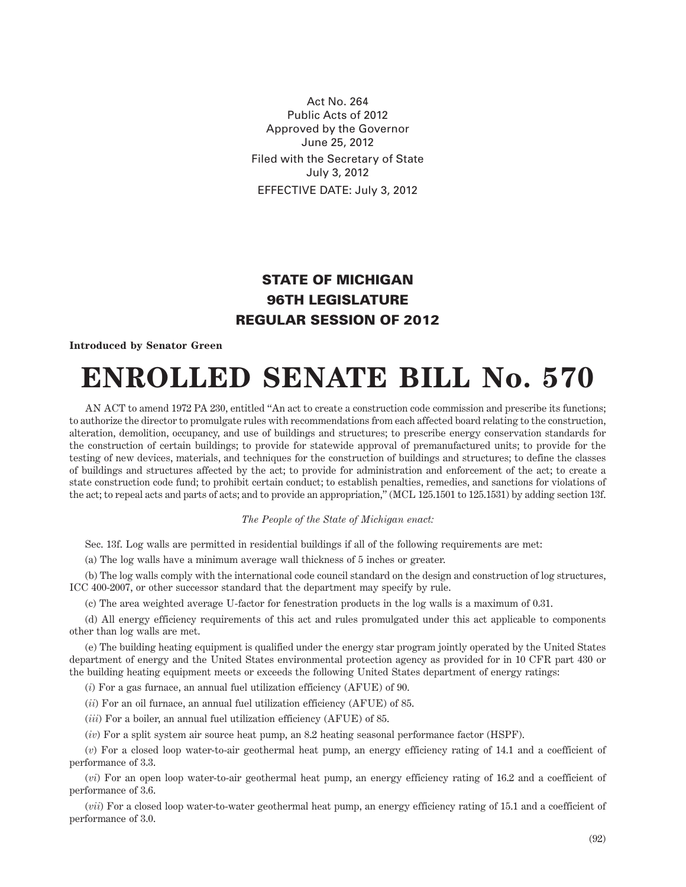Act No. 264
Public Acts of 2012
Approved by the Governor
June 25, 2012

Filed with the Secretary of State
July 3, 2012

EFFECTIVE DATE: July 3, 2012

## STATE OF MICHIGAN
## 96TH LEGISLATURE
## REGULAR SESSION OF 2012

**Introduced by Senator Green**

# ENROLLED SENATE BILL No. 570

AN ACT to amend 1972 PA 230, entitled "An act to create a construction code commission and prescribe its functions; to authorize the director to promulgate rules with recommendations from each affected board relating to the construction, alteration, demolition, occupancy, and use of buildings and structures; to prescribe energy conservation standards for the construction of certain buildings; to provide for statewide approval of premanufactured units; to provide for the testing of new devices, materials, and techniques for the construction of buildings and structures; to define the classes of buildings and structures affected by the act; to provide for administration and enforcement of the act; to create a state construction code fund; to prohibit certain conduct; to establish penalties, remedies, and sanctions for violations of the act; to repeal acts and parts of acts; and to provide an appropriation," (MCL 125.1501 to 125.1531) by adding section 13f.

*The People of the State of Michigan enact:*

Sec. 13f. Log walls are permitted in residential buildings if all of the following requirements are met:

(a) The log walls have a minimum average wall thickness of 5 inches or greater.

(b) The log walls comply with the international code council standard on the design and construction of log structures, ICC 400-2007, or other successor standard that the department may specify by rule.

(c) The area weighted average U-factor for fenestration products in the log walls is a maximum of 0.31.

(d) All energy efficiency requirements of this act and rules promulgated under this act applicable to components other than log walls are met.

(e) The building heating equipment is qualified under the energy star program jointly operated by the United States department of energy and the United States environmental protection agency as provided for in 10 CFR part 430 or the building heating equipment meets or exceeds the following United States department of energy ratings:

(*i*) For a gas furnace, an annual fuel utilization efficiency (AFUE) of 90.

(*ii*) For an oil furnace, an annual fuel utilization efficiency (AFUE) of 85.

(*iii*) For a boiler, an annual fuel utilization efficiency (AFUE) of 85.

(*iv*) For a split system air source heat pump, an 8.2 heating seasonal performance factor (HSPF).

(*v*) For a closed loop water-to-air geothermal heat pump, an energy efficiency rating of 14.1 and a coefficient of performance of 3.3.

(*vi*) For an open loop water-to-air geothermal heat pump, an energy efficiency rating of 16.2 and a coefficient of performance of 3.6.

(*vii*) For a closed loop water-to-water geothermal heat pump, an energy efficiency rating of 15.1 and a coefficient of performance of 3.0.

(92)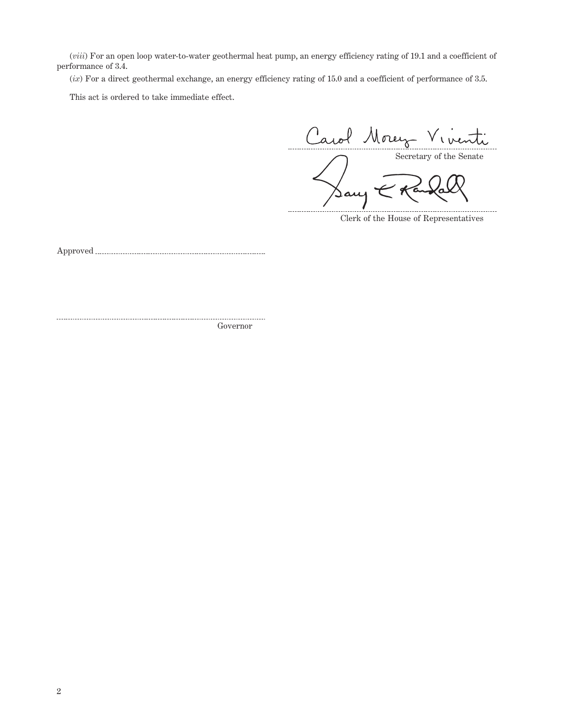(*viii*) For an open loop water-to-water geothermal heat pump, an energy efficiency rating of 19.1 and a coefficient of performance of 3.4.

(*ix*) For a direct geothermal exchange, an energy efficiency rating of 15.0 and a coefficient of performance of 3.5.

This act is ordered to take immediate effect.

Carol Morey Viventi
Secretary of the Senate

Gary E Randall
Clerk of the House of Representatives

Approved ..............................................

..............................................
Governor